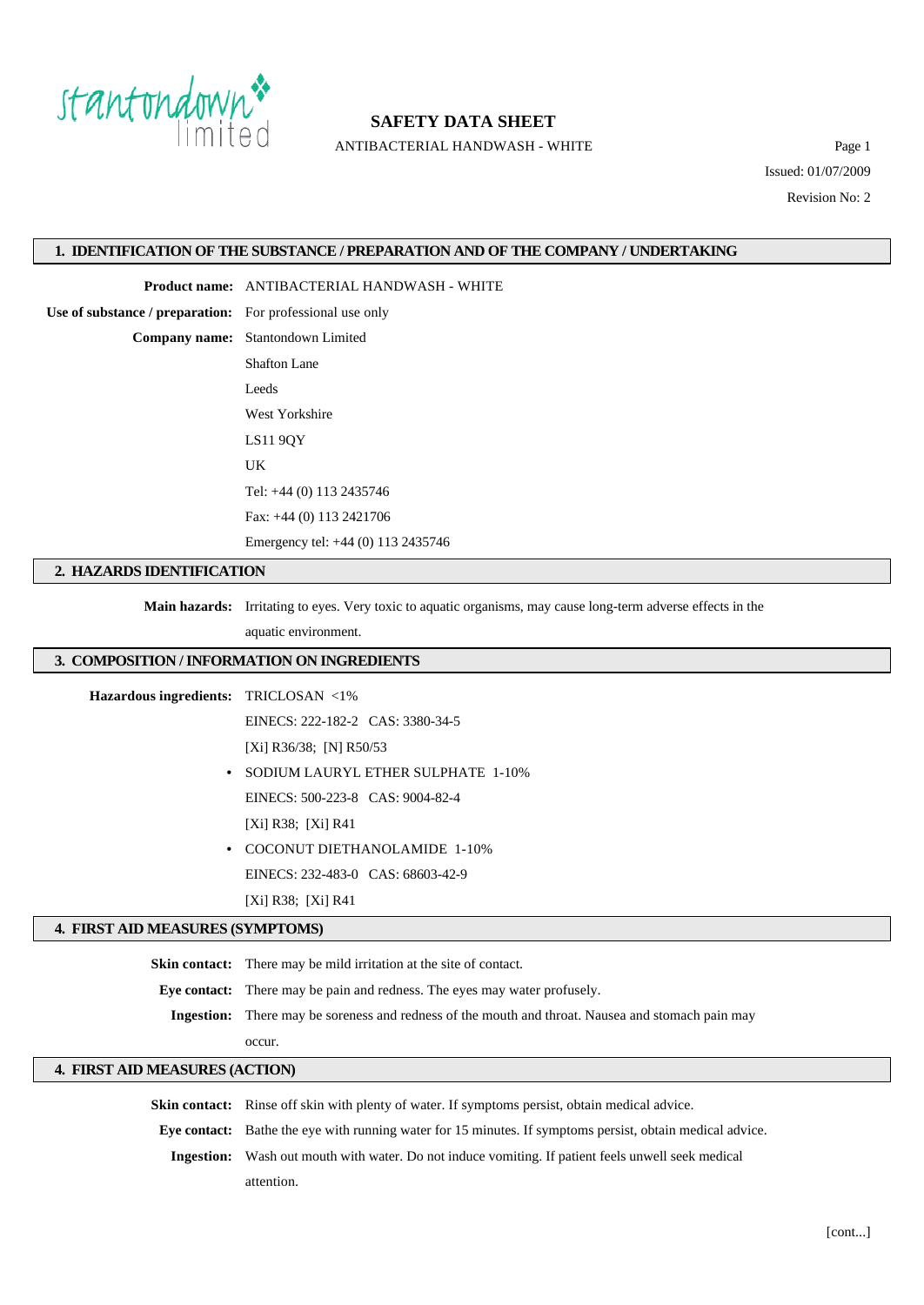# SAFETY DATA SHEET

ANTIBACTERIAL HANDWASH - WHITE

Issued: 01/07/2009

Revision No: 2

## 1. IDENTIFICATION OF THE SUBSTANCE / PREPARATION AND OF THE COMPANY / UNDERTAKING

**Product name:** ANTIBACTERIAL HANDWASH - WHITE

**Use of substance / preparation:** For professional use only

**Company name:** Stantondown Limited

Shafton Lane

Leeds

West Yorkshire

LS11 9QY

UK

Tel: +44 (0) 113 2435746

Fax: +44 (0) 113 2421706

Emergency tel: +44 (0) 113 2435746

## 2. HAZARDS IDENTIFICATION

**Main hazards:** Irritating to eyes. Very toxic to aquatic organisms, may cause long-term adverse effects in the aquatic environment.

## 3. COMPOSITION / INFORMATION ON INGREDIENTS

**Hazardous ingredients:** TRICLOSAN <1%

EINECS: 222-182-2 CAS: 3380-34-5

[Xi] R36/38; [N] R50/53

- SODIUM LAURYL ETHER SULPHATE 1-10%

  EINECS: 500-223-8 CAS: 9004-82-4

  [Xi] R38; [Xi] R41

- COCONUT DIETHANOLAMIDE 1-10%

  EINECS: 232-483-0 CAS: 68603-42-9

  [Xi] R38; [Xi] R41

## 4. FIRST AID MEASURES (SYMPTOMS)

**Skin contact:** There may be mild irritation at the site of contact.

**Eye contact:** There may be pain and redness. The eyes may water profusely.

**Ingestion:** There may be soreness and redness of the mouth and throat. Nausea and stomach pain may occur.

## 4. FIRST AID MEASURES (ACTION)

**Skin contact:** Rinse off skin with plenty of water. If symptoms persist, obtain medical advice.

**Eye contact:** Bathe the eye with running water for 15 minutes. If symptoms persist, obtain medical advice.

**Ingestion:** Wash out mouth with water. Do not induce vomiting. If patient feels unwell seek medical attention.

[cont...]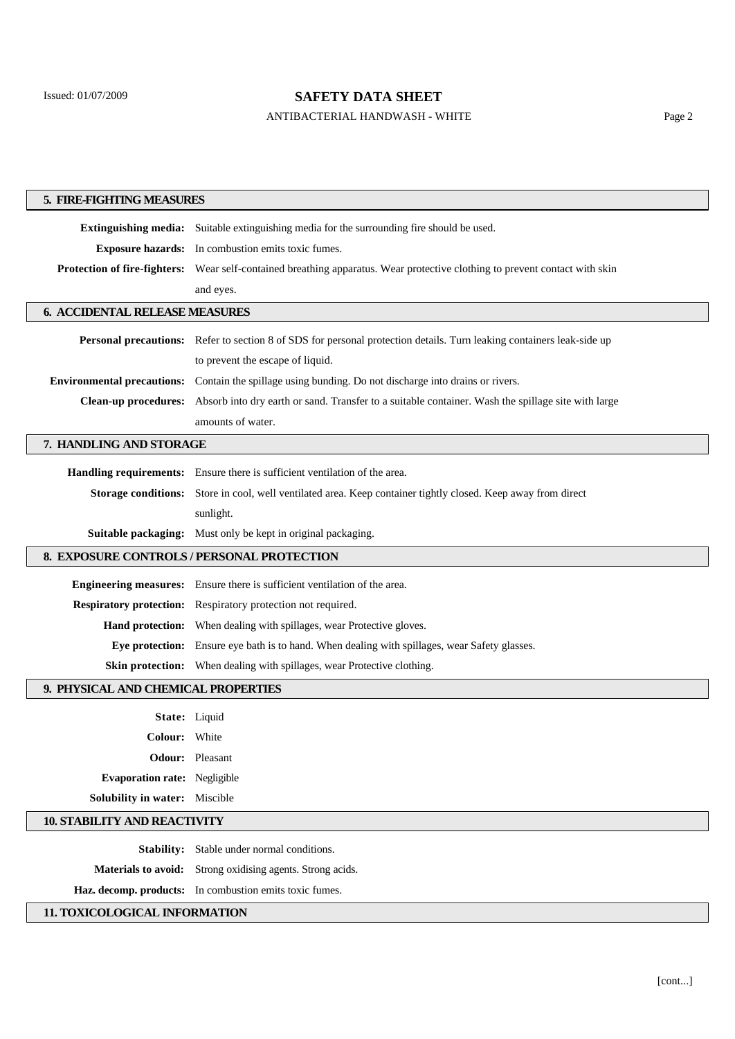## 5. FIRE-FIGHTING MEASURES

**Extinguishing media:** Suitable extinguishing media for the surrounding fire should be used.

**Exposure hazards:** In combustion emits toxic fumes.

**Protection of fire-fighters:** Wear self-contained breathing apparatus. Wear protective clothing to prevent contact with skin and eyes.

## 6. ACCIDENTAL RELEASE MEASURES

**Personal precautions:** Refer to section 8 of SDS for personal protection details. Turn leaking containers leak-side up to prevent the escape of liquid.

**Environmental precautions:** Contain the spillage using bunding. Do not discharge into drains or rivers.

**Clean-up procedures:** Absorb into dry earth or sand. Transfer to a suitable container. Wash the spillage site with large amounts of water.

## 7. HANDLING AND STORAGE

**Handling requirements:** Ensure there is sufficient ventilation of the area.

**Storage conditions:** Store in cool, well ventilated area. Keep container tightly closed. Keep away from direct sunlight.

**Suitable packaging:** Must only be kept in original packaging.

## 8. EXPOSURE CONTROLS / PERSONAL PROTECTION

**Engineering measures:** Ensure there is sufficient ventilation of the area.

**Respiratory protection:** Respiratory protection not required.

**Hand protection:** When dealing with spillages, wear Protective gloves.

**Eye protection:** Ensure eye bath is to hand. When dealing with spillages, wear Safety glasses.

**Skin protection:** When dealing with spillages, wear Protective clothing.

## 9. PHYSICAL AND CHEMICAL PROPERTIES

**State:** Liquid

**Colour:** White

**Odour:** Pleasant

**Evaporation rate:** Negligible

**Solubility in water:** Miscible

## 10. STABILITY AND REACTIVITY

**Stability:** Stable under normal conditions.

**Materials to avoid:** Strong oxidising agents. Strong acids.

**Haz. decomp. products:** In combustion emits toxic fumes.

## 11. TOXICOLOGICAL INFORMATION

[cont...]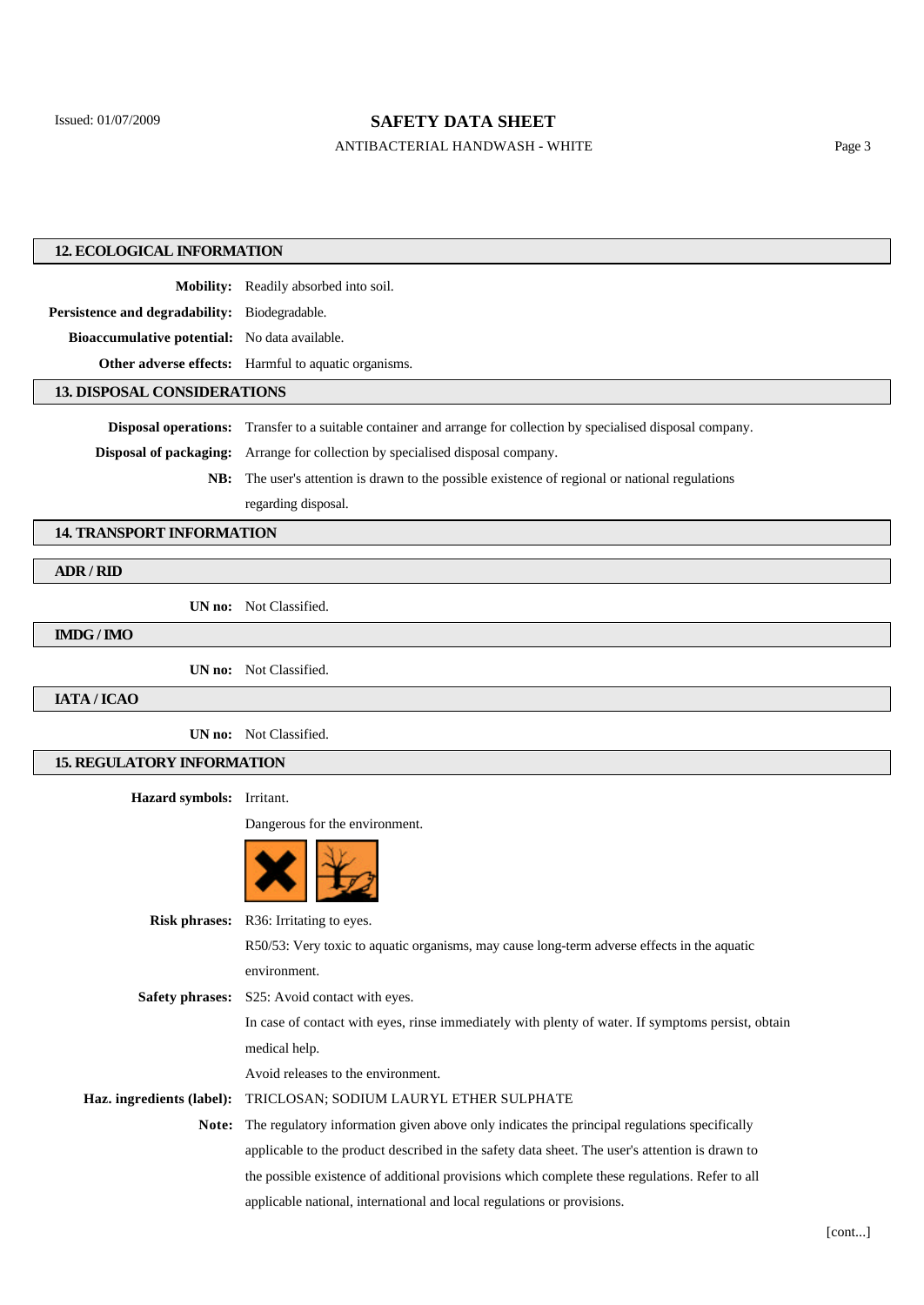## 12. ECOLOGICAL INFORMATION

**Mobility:** Readily absorbed into soil.

**Persistence and degradability:** Biodegradable.

**Bioaccumulative potential:** No data available.

**Other adverse effects:** Harmful to aquatic organisms.

## 13. DISPOSAL CONSIDERATIONS

**Disposal operations:** Transfer to a suitable container and arrange for collection by specialised disposal company.

**Disposal of packaging:** Arrange for collection by specialised disposal company.

**NB:** The user's attention is drawn to the possible existence of regional or national regulations regarding disposal.

## 14. TRANSPORT INFORMATION

### ADR / RID

**UN no:** Not Classified.

### IMDG / IMO

**UN no:** Not Classified.

### IATA / ICAO

**UN no:** Not Classified.

## 15. REGULATORY INFORMATION

**Hazard symbols:** Irritant.

Dangerous for the environment.

**Risk phrases:** R36: Irritating to eyes.

R50/53: Very toxic to aquatic organisms, may cause long-term adverse effects in the aquatic environment.

**Safety phrases:** S25: Avoid contact with eyes.

In case of contact with eyes, rinse immediately with plenty of water. If symptoms persist, obtain medical help.

Avoid releases to the environment.

**Haz. ingredients (label):** TRICLOSAN; SODIUM LAURYL ETHER SULPHATE

**Note:** The regulatory information given above only indicates the principal regulations specifically applicable to the product described in the safety data sheet. The user's attention is drawn to the possible existence of additional provisions which complete these regulations. Refer to all applicable national, international and local regulations or provisions.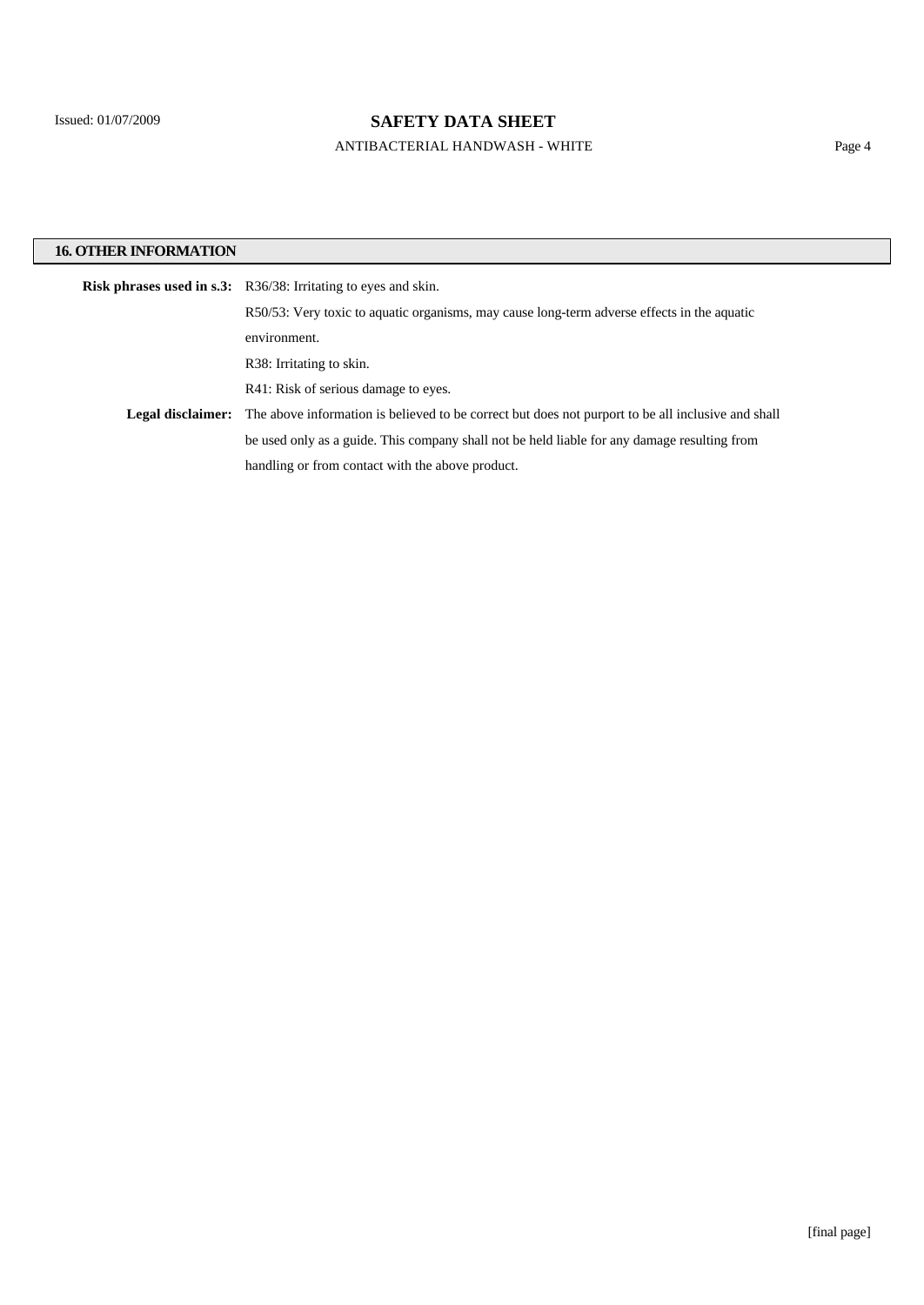## 16. OTHER INFORMATION

**Risk phrases used in s.3:** R36/38: Irritating to eyes and skin.

R50/53: Very toxic to aquatic organisms, may cause long-term adverse effects in the aquatic environment.

R38: Irritating to skin.

R41: Risk of serious damage to eyes.

**Legal disclaimer:** The above information is believed to be correct but does not purport to be all inclusive and shall be used only as a guide. This company shall not be held liable for any damage resulting from handling or from contact with the above product.

[final page]